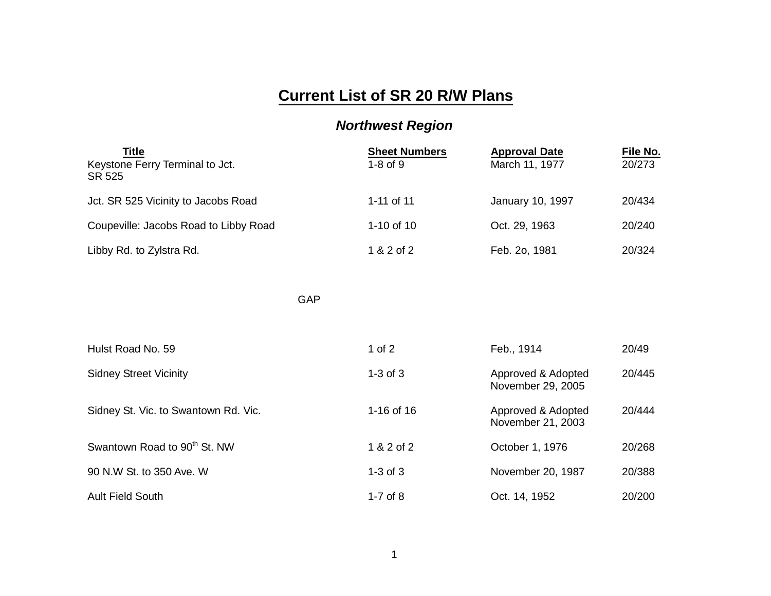# Current List of SR 20 R/W Plans

## *Northwest Region*

| Title | Sheet Numbers | Approval Date | File No. |
|---|---|---|---|
| Keystone Ferry Terminal to Jct. SR 525 | 1-8 of 9 | March 11, 1977 | 20/273 |
| Jct. SR 525 Vicinity to Jacobs Road | 1-11 of 11 | January 10, 1997 | 20/434 |
| Coupeville: Jacobs Road to Libby Road | 1-10 of 10 | Oct. 29, 1963 | 20/240 |
| Libby Rd. to Zylstra Rd. | 1 & 2 of 2 | Feb. 2o, 1981 | 20/324 |
| GAP | | | |
| Hulst Road No. 59 | 1 of 2 | Feb., 1914 | 20/49 |
| Sidney Street Vicinity | 1-3 of 3 | Approved & Adopted November 29, 2005 | 20/445 |
| Sidney St. Vic. to Swantown Rd. Vic. | 1-16 of 16 | Approved & Adopted November 21, 2003 | 20/444 |
| Swantown Road to 90th St. NW | 1 & 2 of 2 | October 1, 1976 | 20/268 |
| 90 N.W St. to 350 Ave. W | 1-3 of 3 | November 20, 1987 | 20/388 |
| Ault Field South | 1-7 of 8 | Oct. 14, 1952 | 20/200 |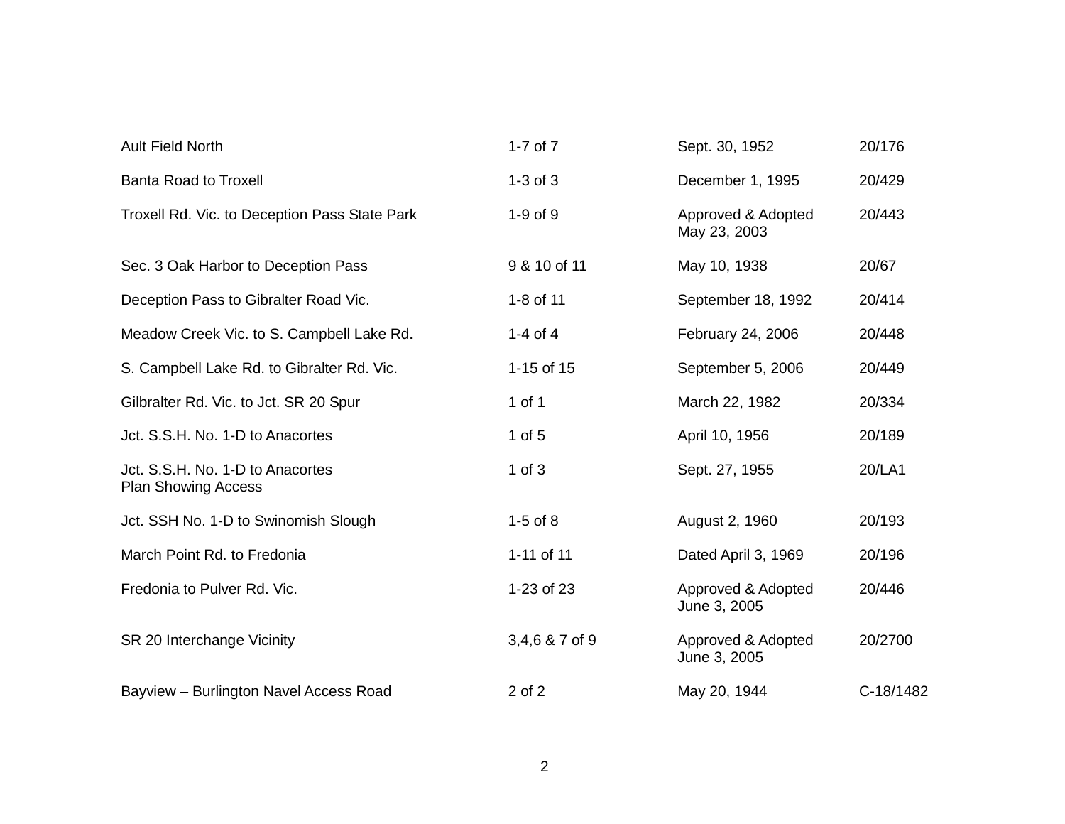| | | | |
|---|---|---|---|
| Ault Field North | 1-7 of 7 | Sept. 30, 1952 | 20/176 |
| Banta Road to Troxell | 1-3 of 3 | December 1, 1995 | 20/429 |
| Troxell Rd. Vic. to Deception Pass State Park | 1-9 of 9 | Approved & Adopted May 23, 2003 | 20/443 |
| Sec. 3 Oak Harbor to Deception Pass | 9 & 10 of 11 | May 10, 1938 | 20/67 |
| Deception Pass to Gibralter Road Vic. | 1-8 of 11 | September 18, 1992 | 20/414 |
| Meadow Creek Vic. to S. Campbell Lake Rd. | 1-4 of 4 | February 24, 2006 | 20/448 |
| S. Campbell Lake Rd. to Gibralter Rd. Vic. | 1-15 of 15 | September 5, 2006 | 20/449 |
| Gilbralter Rd. Vic. to Jct. SR 20 Spur | 1 of 1 | March 22, 1982 | 20/334 |
| Jct. S.S.H. No. 1-D to Anacortes | 1 of 5 | April 10, 1956 | 20/189 |
| Jct. S.S.H. No. 1-D to Anacortes Plan Showing Access | 1 of 3 | Sept. 27, 1955 | 20/LA1 |
| Jct. SSH No. 1-D to Swinomish Slough | 1-5 of 8 | August 2, 1960 | 20/193 |
| March Point Rd. to Fredonia | 1-11 of 11 | Dated April 3, 1969 | 20/196 |
| Fredonia to Pulver Rd. Vic. | 1-23 of 23 | Approved & Adopted June 3, 2005 | 20/446 |
| SR 20 Interchange Vicinity | 3,4,6 & 7 of 9 | Approved & Adopted June 3, 2005 | 20/2700 |
| Bayview – Burlington Navel Access Road | 2 of 2 | May 20, 1944 | C-18/1482 |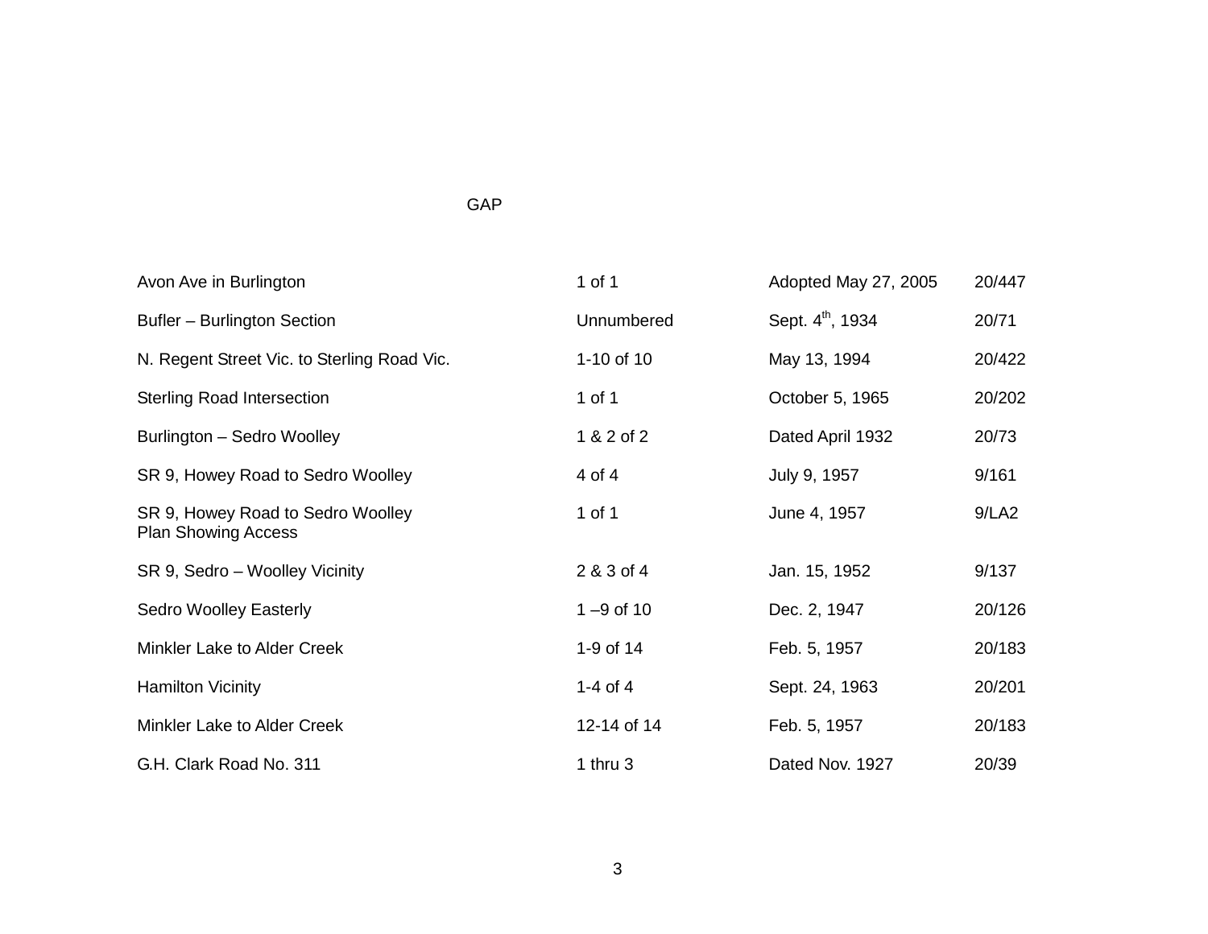GAP

| | | | |
|---|---|---|---|
| Avon Ave in Burlington | 1 of 1 | Adopted May 27, 2005 | 20/447 |
| Bufler – Burlington Section | Unnumbered | Sept. 4th, 1934 | 20/71 |
| N. Regent Street Vic. to Sterling Road Vic. | 1-10 of 10 | May 13, 1994 | 20/422 |
| Sterling Road Intersection | 1 of 1 | October 5, 1965 | 20/202 |
| Burlington – Sedro Woolley | 1 & 2 of 2 | Dated April 1932 | 20/73 |
| SR 9, Howey Road to Sedro Woolley | 4 of 4 | July 9, 1957 | 9/161 |
| SR 9, Howey Road to Sedro Woolley Plan Showing Access | 1 of 1 | June 4, 1957 | 9/LA2 |
| SR 9, Sedro – Woolley Vicinity | 2 & 3 of 4 | Jan. 15, 1952 | 9/137 |
| Sedro Woolley Easterly | 1 –9 of 10 | Dec. 2, 1947 | 20/126 |
| Minkler Lake to Alder Creek | 1-9 of 14 | Feb. 5, 1957 | 20/183 |
| Hamilton Vicinity | 1-4 of 4 | Sept. 24, 1963 | 20/201 |
| Minkler Lake to Alder Creek | 12-14 of 14 | Feb. 5, 1957 | 20/183 |
| G.H. Clark Road No. 311 | 1 thru 3 | Dated Nov. 1927 | 20/39 |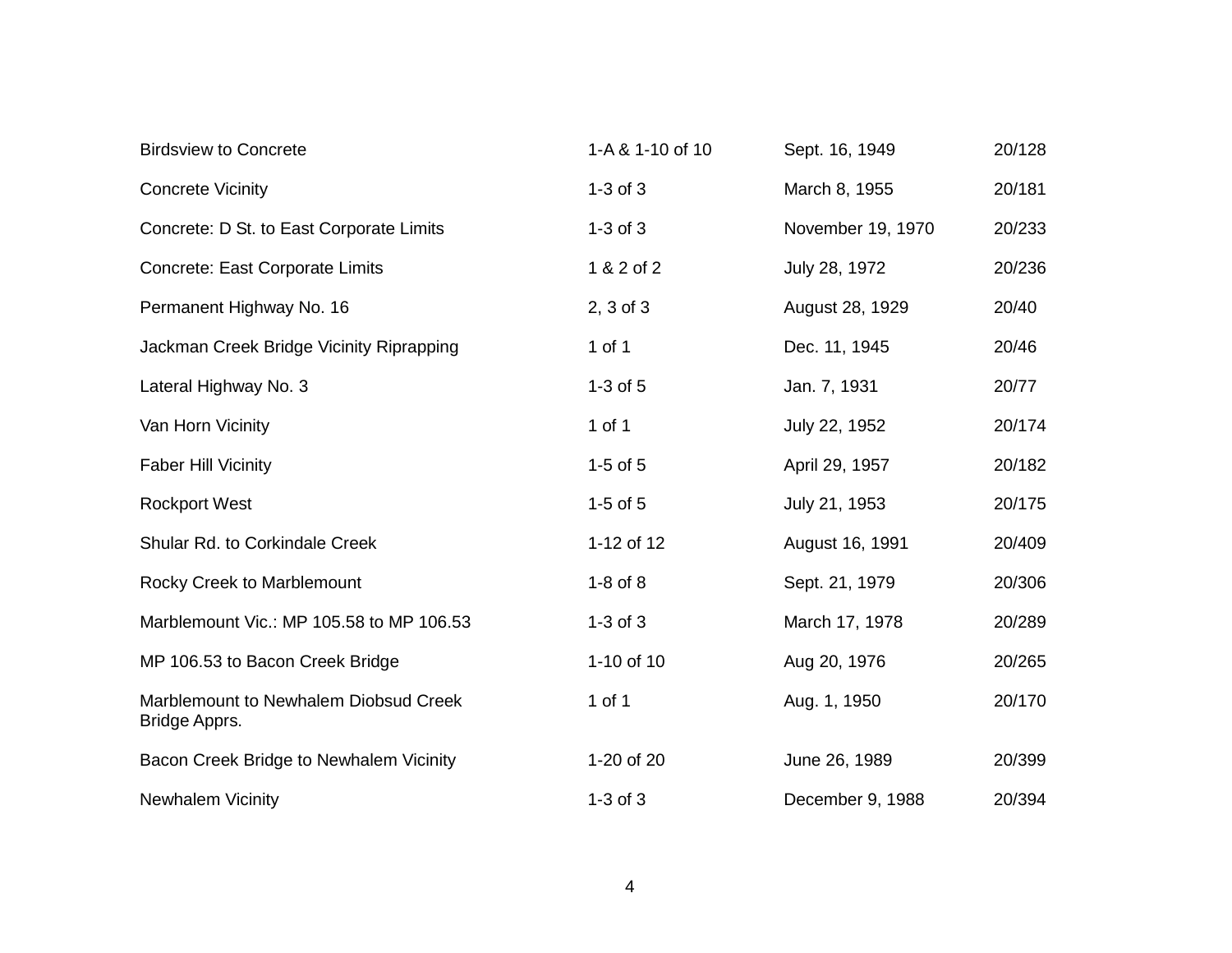| | | | |
|---|---|---|---|
| Birdsview to Concrete | 1-A & 1-10 of 10 | Sept. 16, 1949 | 20/128 |
| Concrete Vicinity | 1-3 of 3 | March 8, 1955 | 20/181 |
| Concrete: D St. to East Corporate Limits | 1-3 of 3 | November 19, 1970 | 20/233 |
| Concrete: East Corporate Limits | 1 & 2 of 2 | July 28, 1972 | 20/236 |
| Permanent Highway No. 16 | 2, 3 of 3 | August 28, 1929 | 20/40 |
| Jackman Creek Bridge Vicinity Riprapping | 1 of 1 | Dec. 11, 1945 | 20/46 |
| Lateral Highway No. 3 | 1-3 of 5 | Jan. 7, 1931 | 20/77 |
| Van Horn Vicinity | 1 of 1 | July 22, 1952 | 20/174 |
| Faber Hill Vicinity | 1-5 of 5 | April 29, 1957 | 20/182 |
| Rockport West | 1-5 of 5 | July 21, 1953 | 20/175 |
| Shular Rd. to Corkindale Creek | 1-12 of 12 | August 16, 1991 | 20/409 |
| Rocky Creek to Marblemount | 1-8 of 8 | Sept. 21, 1979 | 20/306 |
| Marblemount Vic.: MP 105.58 to MP 106.53 | 1-3 of 3 | March 17, 1978 | 20/289 |
| MP 106.53 to Bacon Creek Bridge | 1-10 of 10 | Aug 20, 1976 | 20/265 |
| Marblemount to Newhalem Diobsud Creek Bridge Apprs. | 1 of 1 | Aug. 1, 1950 | 20/170 |
| Bacon Creek Bridge to Newhalem Vicinity | 1-20 of 20 | June 26, 1989 | 20/399 |
| Newhalem Vicinity | 1-3 of 3 | December 9, 1988 | 20/394 |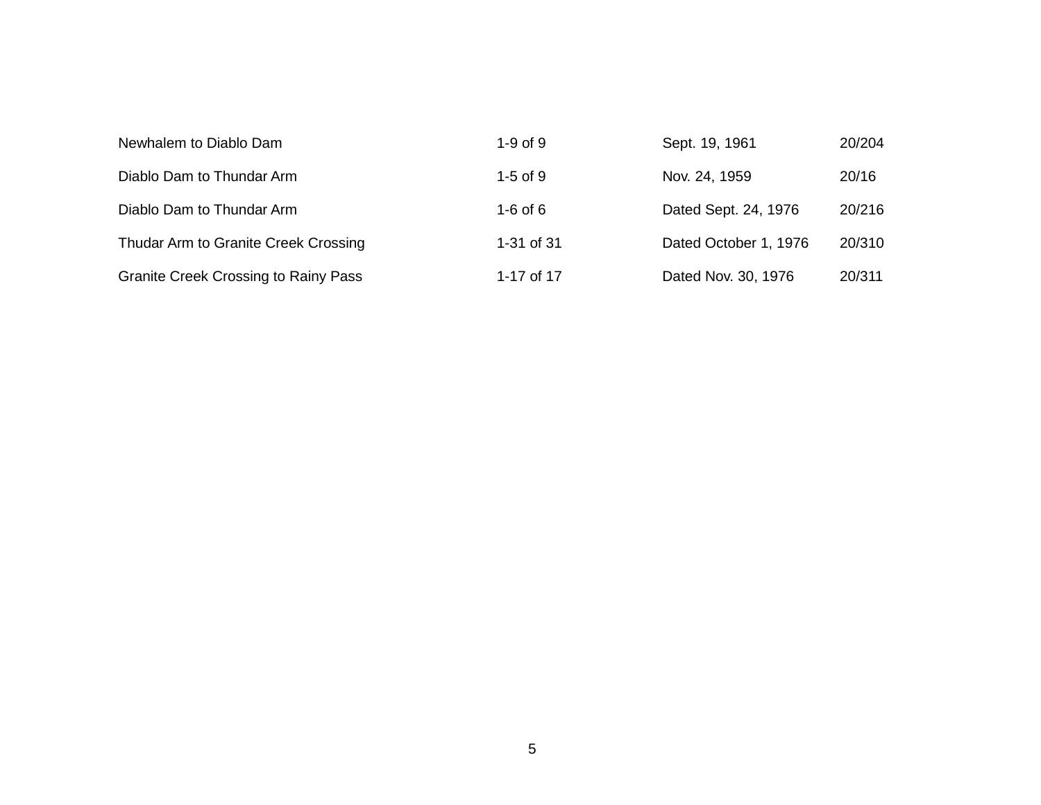| | | | |
|---|---|---|---|
| Newhalem to Diablo Dam | 1-9 of 9 | Sept. 19, 1961 | 20/204 |
| Diablo Dam to Thundar Arm | 1-5 of 9 | Nov. 24, 1959 | 20/16 |
| Diablo Dam to Thundar Arm | 1-6 of 6 | Dated Sept. 24, 1976 | 20/216 |
| Thudar Arm to Granite Creek Crossing | 1-31 of 31 | Dated October 1, 1976 | 20/310 |
| Granite Creek Crossing to Rainy Pass | 1-17 of 17 | Dated Nov. 30, 1976 | 20/311 |